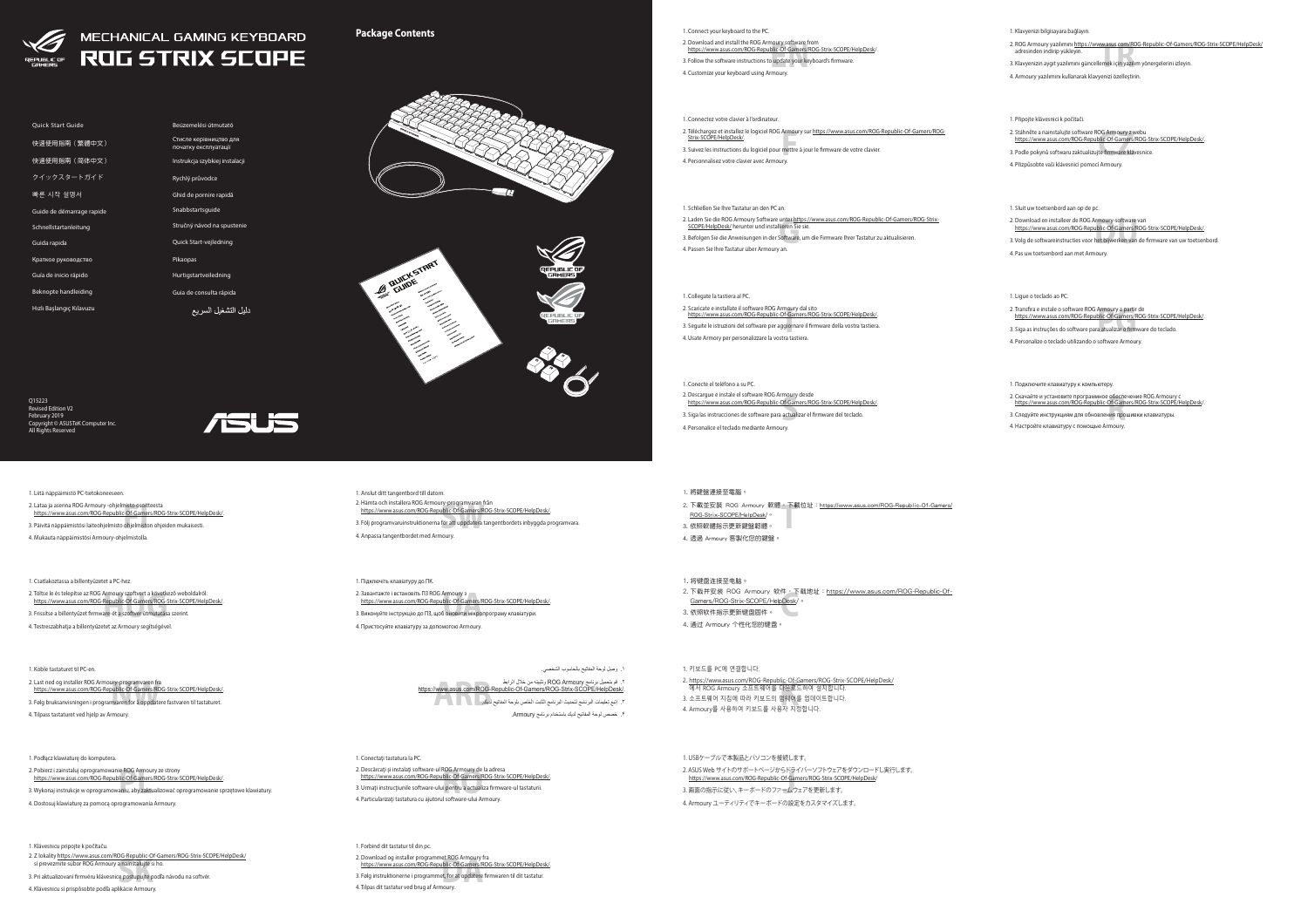# MECHANICAL GAMING KEYBOARD

# ROG STRIX SCOPE

Quick Start Guide

快速使用指南（繁體中文）

快速使用指南（简体中文）

クイックスタートガイド

빠른 시작 설명서

Guide de démarrage rapide

Schnellstartanleitung

Guida rapida

Краткое руководство

Guía de inicio rápido

Beknopte handleiding

Hızlı Başlangıç Kılavuzu

Beüzemelési útmutató

Стисле керівництво для початку експлуатації

Instrukcja szybkiej instalacji

Rychlý průvodce

Ghid de pornire rapidă

Snabbstartsguide

Stručný návod na spustenie

Quick Start-vejledning

Pikaopas

Hurtigstartveiledning

Guia de consulta rápida

دليل التشغيل السريع

Q15223
Revised Edition V2
February 2019
Copyright © ASUSTeK Computer Inc.
All Rights Reserved

## Package Contents

1. Connect your keyboard to the PC.
2. Download and install the ROG Armoury software from https://www.asus.com/ROG-Republic-Of-Gamers/ROG-Strix-SCOPE/HelpDesk/.
3. Follow the software instructions to update your keyboard's firmware.
4. Customize your keyboard using Armoury.

1. Connectez votre clavier à l'ordinateur.
2. Téléchargez et installez le logiciel ROG Armoury sur https://www.asus.com/ROG-Republic-Of-Gamers/ROG-Strix-SCOPE/HelpDesk/.
3. Suivez les instructions du logiciel pour mettre à jour le firmware de votre clavier.
4. Personnalisez votre clavier avec Armoury.

1. Schließen Sie Ihre Tastatur an den PC an.
2. Laden Sie die ROG Armoury Software unter https://www.asus.com/ROG-Republic-Of-Gamers/ROG-Strix-SCOPE/HelpDesk/ herunter und installieren Sie sie.
3. Befolgen Sie die Anweisungen in der Software, um die Firmware Ihrer Tastatur zu aktualisieren.
4. Passen Sie Ihre Tastatur über Armoury an.

1. Collegate la tastiera al PC.
2. Scaricate e installate il software ROG Armoury dal sito https://www.asus.com/ROG-Republic-Of-Gamers/ROG-Strix-SCOPE/HelpDesk/.
3. Seguite le istruzioni del software per aggiornare il firmware della vostra tastiera.
4. Usate Armory per personalizzare la vostra tastiera.

1. Conecte el teléfono a su PC.
2. Descargue e instale el software ROG Armoury desde https://www.asus.com/ROG-Republic-Of-Gamers/ROG-Strix-SCOPE/HelpDesk/.
3. Siga las instrucciones de software para actualizar el firmware del teclado.
4. Personalice el teclado mediante Armoury.

1. Klavyenizi bilgisayara bağlayın.
2. ROG Armoury yazılımını https://www.asus.com/ROG-Republic-Of-Gamers/ROG-Strix-SCOPE/HelpDesk/ adresinden indirip yükleyin.
3. Klavyenizin aygıt yazılımını güncellemek için yazılım yönergelerini izleyin.
4. Armoury yazılımını kullanarak klavyenizi özelleştirin.

1. Připojte klávesnici k počítači.
2. Stáhněte a nainstalujte software ROG Armoury z webu https://www.asus.com/ROG-Republic-Of-Gamers/ROG-Strix-SCOPE/HelpDesk/.
3. Podle pokynů softwaru zaktualizujte firmware klávesnice.
4. Přizpůsobte vaši klávesnici pomocí Armoury.

1. Sluit uw toetsenbord aan op de pc.
2. Download en installeer de ROG Armoury-software van https://www.asus.com/ROG-Republic-Of-Gamers/ROG-Strix-SCOPE/HelpDesk/.
3. Volg de software-instructies voor het bijwerken van de firmware van uw toetsenbord.
4. Pas uw toetsenbord aan met Armoury.

1. Ligue o teclado ao PC.
2. Transfira e instale o software ROG Armoury a partir de https://www.asus.com/ROG-Republic-Of-Gamers/ROG-Strix-SCOPE/HelpDesk/.
3. Siga as instruções do software para atualizar o firmware do teclado.
4. Personalize o teclado utilizando o software Armoury.

1. Подключите клавиатуру к компьютеру.
2. Скачайте и установите программное обеспечение ROG Armoury с https://www.asus.com/ROG-Republic-Of-Gamers/ROG-Strix-SCOPE/HelpDesk/.
3. Следуйте инструкциям для обновления прошивки клавиатуры.
4. Настройте клавиатуру с помощью Armoury.

1. Liitä näppäimistö PC-tietokoneeseen.
2. Lataa ja asenna ROG Armoury -ohjelmisto osoitteesta https://www.asus.com/ROG-Republic-Of-Gamers/ROG-Strix-SCOPE/HelpDesk/
3. Päivitä näppäimistösi laiteohjelmisto ohjelmiston ohjeiden mukaisesti.
4. Mukauta näppäimistösi Armoury-ohjelmistolla.

1. Csatlakoztassa a billentyűzetet a PC-hez.
2. Töltse le és telepítse az ROG Armoury szoftvert a következő weboldalról: https://www.asus.com/ROG-Republic-Of-Gamers/ROG-Strix-SCOPE/HelpDesk/
3. Frissítse a billentyűzet firmware-ét a szoftver útmutatása szerint.
4. Testreszabhatja a billentyűzetet az Armoury segítségével.

1. Koble tastaturet til PC-en.
2. Last ned og installer ROG Armoury-programvaren fra https://www.asus.com/ROG-Republic-Of-Gamers/ROG-Strix-SCOPE/HelpDesk/
3. Følg bruksanvisningen i programvaren for å oppdatere fastvaren til tastaturet.
4. Tilpass tastaturet ved hjelp av Armoury.

1. Podłącz klawiaturę do komputera.
2. Pobierz i zainstaluj oprogramowanie ROG Armoury ze strony https://www.asus.com/ROG-Republic-Of-Gamers/ROG-Strix-SCOPE/HelpDesk/.
3. Wykonaj instrukcje w oprogramowaniu, aby zaktualizować oprogramowanie sprzętowe klawiatury.
4. Dostosuj klawiaturę za pomocą oprogramowania Armoury.

1. Klávesnicu pripojte k počítaču.
2. Z lokality https://www.asus.com/ROG-Republic-Of-Gamers/ROG-Strix-SCOPE/HelpDesk/ si prevezmite súbor ROG Armoury a nainštalujte si ho.
3. Pri aktualizovaní firmvéru klávesnice postupujte podľa návodu na softvér.
4. Klávesnicu si prispôsobte podľa aplikácie Armoury.

1. Anslut ditt tangentbord till datorn.
2. Hämta och installera ROG Armoury-programvaran från https://www.asus.com/ROG-Republic-Of-Gamers/ROG-Strix-SCOPE/HelpDesk/.
3. Följ programvaruinstruktionerna för att uppdatera tangentbordets inbyggda programvara.
4. Anpassa tangentbordet med Armoury.

1. Підключіть клавіатуру до ПК.
2. Завантажте і встановіть ПЗ ROG Armoury з https://www.asus.com/ROG-Republic-Of-Gamers/ROG-Strix-SCOPE/HelpDesk/.
3. Виконуйте інструкцію до ПЗ, щоб оновити мікропрограму клавіатури.
4. Пристосуйте клавіатуру за допомогою Armoury.

١. وصل لوحة المفاتيح بالحاسوب الشخصي.
٢. قم بتحميل برنامج ROG Armoury وتثبيته من خلال الرابط https://www.asus.com/ROG-Republic-Of-Gamers/ROG-Strix-SCOPE/HelpDesk/.
٣. اتبع تعليمات البرنامج لتحديث البرنامج الثابت الخاص بلوحة المفاتيح لديك.
٤. خصص لوحة المفاتيح لديك باستخدام برنامج Armoury.

1. Conectați tastatura la PC.
2. Descărcați și instalați software-ul ROG Armoury de la adresa https://www.asus.com/ROG-Republic-Of-Gamers/ROG-Strix-SCOPE/HelpDesk/.
3. Urmați instrucțiunile software-ului pentru a actualiza firmware-ul tastaturii.
4. Particularizați tastatura cu ajutorul software-ului Armoury.

1. Forbind dit tastatur til din pc.
2. Download og installer programmet ROG Armoury fra https://www.asus.com/ROG-Republic-Of-Gamers/ROG-Strix-SCOPE/HelpDesk/.
3. Følg instruktionerne i programmet, for at opdatere firmwaren til dit tastatur.
4. Tilpas dit tastatur ved brug af Armoury.

1. 將鍵盤連接至電腦。
2. 下載並安裝 ROG Armoury 軟體，下載位址：https://www.asus.com/ROG-Republic-Of-Gamers/ROG-Strix-SCOPE/HelpDesk/。
3. 依照軟體指示更新鍵盤韌體。
4. 透過 Armoury 客製化您的鍵盤。

1. 将键盘连接至电脑。
2. 下载并安装 ROG Armoury 软件，下载地址：https://www.asus.com/ROG-Republic-Of-Gamers/ROG-Strix-SCOPE/HelpDesk/。
3. 依照软件指示更新键盘固件。
4. 通过 Armoury 个性化您的键盘。

1. 키보드를 PC에 연결합니다.
2. https://www.asus.com/ROG-Republic-Of-Gamers/ROG-Strix-SCOPE/HelpDesk/ 에서 ROG Armoury 소프트웨어를 다운로드하여 설치합니다.
3. 소프트웨어 지침에 따라 키보드의 펌웨어를 업데이트합니다.
4. Armoury를 사용하여 키보드를 사용자 지정합니다.

1. USBケーブルで本製品とパソコンを接続します。
2. ASUS Web サイトのサポートページからドライバー/ソフトウェアをダウンロードし実行します。https://www.asus.com/ROG-Republic-Of-Gamers/ROG-Strix-SCOPE/HelpDesk/
3. 画面の指示に従い、キーボードのファームウェアを更新します。
4. Armoury ユーティリティでキーボードの設定をカスタマイズします。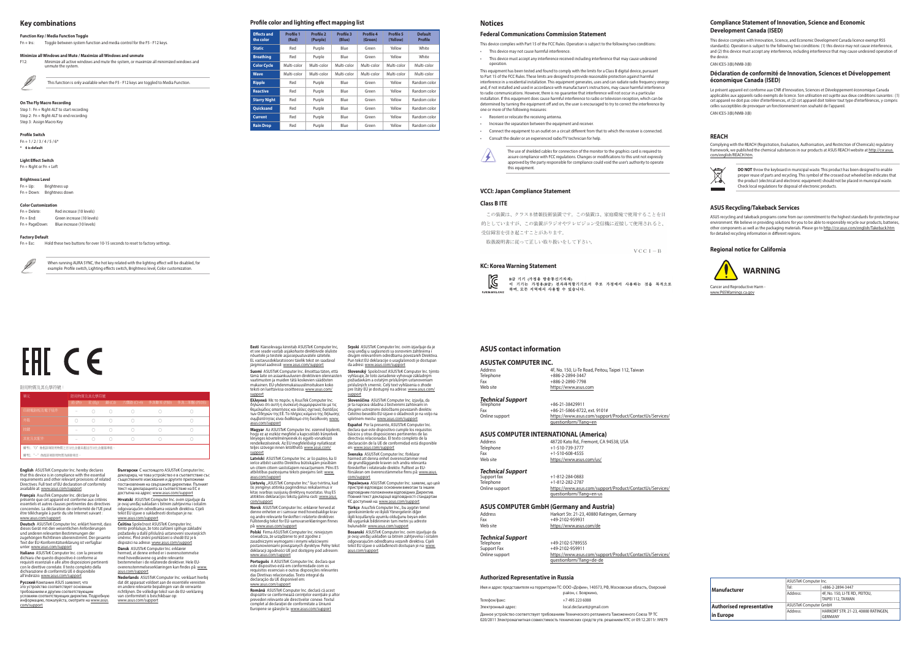## Key combinations

**Function Key / Media Function Toggle**

Fn + Ins: Toggle between system function and media control for the F5 - F12 keys.

**Minimize all Windows and Mute / Maximize all Windows and unmute**

F12: Minimize all active windows and mute the system, or maximize all minimized windows and unmute the system.

This function is only available when the F5 - F12 keys are toggled to Media Function.

**On The Fly Macro Recording**

Step 1: Fn + Right-ALT to start recording
Step 2: Fn + Right-ALT to end recording
Step 3: Assign Macro Key

**Profile Switch**

Fn + 1 / 2 / 3 / 4 / 5 / 6*

\* 6 is default

**Light Effect Switch**

Fn + Right or Fn + Left

**Brightness Level**

Fn + Up: Brightness up
Fn + Down: Brightness down

**Color Customization**

Fn + Delete: Red increase (10 levels)
Fn + End: Green increase (10 levels)
Fn + PageDown: Blue increase (10 levels)

**Factory Default**

Fn + Esc: Hold these two buttons for over 10-15 seconds to reset to factory settings.

When running AURA SYNC, the hot key related with the lighting effect will be disabled, for example: Profile switch, Lighting effects switch, Brightness level, Color customization.

## Profile color and lighting effect mapping list

| Effects and the color | Profile 1 (Red) | Profile 2 (Purple) | Profile 3 (Blue) | Profile 4 (Green) | Profile 5 (Yellow) | Default Profile |
|---|---|---|---|---|---|---|
| Static | Red | Purple | Blue | Green | Yellow | White |
| Breathing | Red | Purple | Blue | Green | Yellow | White |
| Color Cycle | Multi-color | Multi-color | Multi-color | Multi-color | Multi-color | Multi-color |
| Wave | Multi-color | Multi-color | Multi-color | Multi-color | Multi-color | Multi-color |
| Ripple | Red | Purple | Blue | Green | Yellow | Random color |
| Reactive | Red | Purple | Blue | Green | Yellow | Random color |
| Starry Night | Red | Purple | Blue | Green | Yellow | Random color |
| Quicksand | Red | Purple | Blue | Green | Yellow | Random color |
| Current | Red | Purple | Blue | Green | Yellow | Random color |
| Rain Drop | Red | Purple | Blue | Green | Yellow | Random color |

## Notices

### Federal Communications Commission Statement

This device complies with Part 15 of the FCC Rules. Operation is subject to the following two conditions:

- This device may not cause harmful interference.
- This device must accept any interference received including interference that may cause undesired operation.

This equipment has been tested and found to comply with the limits for a Class B digital device, pursuant to Part 15 of the FCC Rules. These limits are designed to provide reasonable protection against harmful interference in a residential installation. This equipment generates, uses and can radiate radio frequency energy and, if not installed and used in accordance with manufacturer's instructions, may cause harmful interference to radio communications. However, there is no guarantee that interference will not occur in a particular installation. If this equipment does cause harmful interference to radio or television reception, which can be determined by turning the equipment off and on, the user is encouraged to try to correct the interference by one or more of the following measures:

- Reorient or relocate the receiving antenna.
- Increase the separation between the equipment and receiver.
- Connect the equipment to an outlet on a circuit different from that to which the receiver is connected.
- Consult the dealer or an experienced radio/TV technician for help.

The use of shielded cables for connection of the monitor to the graphics card is required to assure compliance with FCC regulations. Changes or modifications to this unit not expressly approved by the party responsible for compliance could void the user's authority to operate this equipment.

### VCCI: Japan Compliance Statement

### Class B ITE

この装置は、クラスB情報技術装置です。この装置は、家庭環境で使用することを目的としていますが、この装置がラジオやテレビジョン受信機に近接して使用されると、受信障害を引き起こすことがあります。

取扱説明書に従って正しい取り扱いをして下さい。

VCCI－B

### KC: Korea Warning Statement

B급 기기 (가정용 방송통신기자재)
이 기기는 가정용(B급) 전자파적합기기로서 주로 가정에서 사용하는 것을 목적으로 하며, 모든 지역에서 사용할 수 있습니다.

### Compliance Statement of Innovation, Science and Economic Development Canada (ISED)

This device complies with Innovation, Science, and Economic Development Canada licence exempt RSS standard(s). Operation is subject to the following two conditions: (1) this device may not cause interference, and (2) this device must accept any interference, including interference that may cause undesired operation of the device.

CAN ICES-3(B)/NMB-3(B)

### Déclaration de conformité de Innovation, Sciences et Développement économique Canada (ISED)

Le présent appareil est conforme aux CNR d'Innovation, Sciences et Développement économique Canada applicables aux appareils radio exempts de licence. Son utilisation est sujette aux deux conditions suivantes : (1) cet appareil ne doit pas créer d'interférences, et (2) cet appareil doit tolérer tout type d'interférences, y compris celles susceptibles de provoquer un fonctionnement non souhaité de l'appareil.

CAN ICES-3(B)/NMB-3(B)

### REACH

Complying with the REACH (Registration, Evaluation, Authorisation, and Restriction of Chemicals) regulatory framework, we published the chemical substances in our products at ASUS REACH website at http://csr.asus.com/english/REACH.htm.

**DO NOT** throw the keyboard in municipal waste. This product has been designed to enable proper reuse of parts and recycling. This symbol of the crossed out wheeled bin indicates that the product (electrical and electronic equipment) should not be placed in municipal waste. Check local regulations for disposal of electronic products.

### ASUS Recycling/Takeback Services

ASUS recycling and takeback programs come from our commitment to the highest standards for protecting our environment. We believe in providing solutions for you to be able to responsibly recycle our products, batteries, other components as well as the packaging materials. Please go to http://csr.asus.com/english/Takeback.htm for detailed recycling information in different regions.

### Regional notice for California

**WARNING**

Cancer and Reproductive Harm - www.P65Warnings.ca.gov

EAC CE

限用物質及其化學符號：

| 單元 | 限用物質及其化學符號 | | | | | |
|---|---|---|---|---|---|---|
| | 鉛 (Pb) | 汞 (Hg) | 鎘 (Cd) | 六價鉻 (Cr+6) | 多溴聯苯 (PBB) | 多溴二苯醚 (PBDE) |
| 印刷電路板及電子組件 | – | ○ | ○ | ○ | ○ | ○ |
| 外殼 | ○ | ○ | ○ | ○ | ○ | ○ |
| 按鍵 | – | ○ | ○ | ○ | ○ | ○ |
| 其他及其配件 | – | ○ | ○ | ○ | ○ | ○ |

備考1. "○" 係指該項限用物質之百分比含量未超出百分比含量基準值。
備考2. "–" 係指該項限用物質為排除項目。

**English** ASUSTeK Computer Inc. hereby declares that this device is in compliance with the essential requirements and other relevant provisions of related Directives. Full text of EU declaration of conformity available at: www.asus.com/support

**Français** AsusTek Computer Inc. déclare par la présente que cet appareil est conforme aux critères essentiels et autres clauses pertinentes des directives concernées. La déclaration de conformité de l'UE peut être téléchargée à partir du site Internet suivant : www.asus.com/support

**Deutsch** ASUSTeK Computer Inc. erklärt hiermit, dass dieses Gerät mit den wesentlichen Anforderungen und anderen relevanten Bestimmungen der zugehörigen Richtlinien übereinstimmt. Der gesamte Text der EU-Konformitätserklärung ist verfügbar unter: www.asus.com/support

**Italiano** ASUSTeK Computer Inc. con la presente dichiara che questo dispositivo è conforme ai requisiti essenziali e alle altre disposizioni pertinenti con le direttive correlate. Il testo completo della dichiarazione di conformità UE è disponibile all'indirizzo: www.asus.com/support

**Русский** Компания ASUS заявляет, что это устройство соответствует основным требованиям и другим соответствующим условиям соответствующих директив. Подробную информацию, пожалуйста, смотрите на www.asus.com/support

**Български** С настоящото ASUSTeK Computer Inc. декларира, че това устройство е в съответствие със съществените изисквания и другите приложими постановления на свързаните директиви. Пълният текст на декларацията за съответствие на ЕС е достъпна на адрес: www.asus.com/support

**Hrvatski** ASUSTeK Computer Inc. ovim izjavljuje da je ovaj uređaj sukladan s bitnim zahtjevima i ostalim odgovarajućim odredbama vezanih direktiva. Cijeli tekst EU izjave o sukladnosti dostupan je na: www.asus.com/support

**Čeština** Společnost ASUSTeK Computer Inc. tímto prohlašuje, že toto zařízení splňuje základní požadavky a další příslušná ustanovení souvisejících směrnic. Plné znění prohlášení o shodě EU je k dispozici na adrese: www.asus.com/support

**Dansk** ASUSTeK Computer Inc. erklærer hermed, at denne enhed er i overensstemmelse med hovedkravene og andre relevante bestemmelser i de relaterede direktiver. Hele EU-overensstemmelseserklæringen kan findes på: www.asus.com/support

**Nederlands** ASUSTeK Computer Inc. verklaart hierbij dat dit apparaat voldoet aan de essentiële vereisten en andere relevante bepalingen van de verwante richtlijnen. De volledige tekst van de EU-verklaring van conformiteit is beschikbaar op: www.asus.com/support

**Eesti** Käesolevaga kinnitab ASUSTeK Computer Inc, et see seade vastab asjakohaste direktiivide oluliste nõuetele ja teistele asjassepuutuvatele sätetele. EL vastavusdeklaratsiooni täielik tekst on saadaval järgmisel aadressil: www.asus.com/support

**Suomi** ASUSTeK Computer Inc. ilmoittaa täten, että tämä laite on asiaankuuluvien direktiivien olennaisten vaatimusten ja muiden tätä koskevien säädösten mukainen. EU-yhdenmukaisuusilmoituksen koko teksti on luettavissa osoitteessa: www.asus.com/support

**Ελληνικά** Με το παρόν, η AsusTek Computer Inc. δηλώνει ότι αυτή η συσκευή συμμορφώνεται με τις θεμελιώδεις απαιτήσεις και άλλες σχετικές διατάξεις των Οδηγιών της ΕΕ. Το πλήρες κείμενο της δήλωσης συμβατότητας είναι διαθέσιμο στη διεύθυνση: www.asus.com/support

**Magyar** Az ASUSTeK Computer Inc. ezennel kijelenti, hogy ez az eszköz megfelel a kapcsolódó Irányelvek lényeges követelményeinek és egyéb vonatkozó rendelkezéseinek. Az EU megfelelőségi nyilatkozat teljes szövege innen letölthető: www.asus.com/support

**Latviski** ASUSTeK Computer Inc. ar šo paziņo, ka šī ierīce atbilst saistīto Direktīvu būtiskajām prasībām un citiem citiem saistošajiem nosacījumiem. Pilns ES atbilstības paziņojuma teksts pieejams šeit: www.asus.com/support

**Lietuvių** „ASUSTeK Computer Inc." šiuo tvirtina, kad šis įrenginys atitinka pagrindinius reikalavimus ir kitas svarbias susijusių direktyvų nuostatas. Visą ES atitikties deklaracijos tekstą galima rasti: www.asus.com/support

**Norsk** ASUSTeK Computer Inc. erklærer herved at denne enheten er i samsvar med hovedsaklige krav og andre relevante forskrifter i relaterte direktiver. Fullstendig tekst for EU-samsvarserklæringen finnes på: www.asus.com/support

**Polski** Firma ASUSTeK Computer Inc. niniejszym oświadcza, że urządzenie to jest zgodne z zasadniczymi wymogami i innymi właściwymi postanowieniami powiązanych dyrektyw. Pełny tekst deklaracji zgodności UE jest dostępny pod adresem: www.asus.com/support

**Português** A ASUSTeK Computer Inc. declara que este dispositivo está em conformidade com os requisitos essenciais e outras disposições relevantes das Diretivas relacionadas. Texto integral da declaração da UE disponível em: www.asus.com/support

**Română** ASUSTeK Computer Inc. declară că acest dispozitiv se conformează cerințelor esențiale și altor prevederi relevante ale directivelor conexe. Textul complet al declarației de conformitate a Uniunii Europene se găsește la: www.asus.com/support

**Srpski** ASUSTeK Computer Inc. ovim izjavljuje da je ovaj uređaj u saglasnosti sa osnovnim zahtevima i drugim relevantnim odredbama povezanih Direktiva. Pun tekst EU deklaracije o usaglašenosti je dostupan da adresi: www.asus.com/support

**Slovenský** Spoločnosť ASUSTeK Computer Inc. týmto vyhlasuje, že toto zariadenie vyhovuje základným požiadavkám a ostatým príslušným ustanoveniam príslušných smerníc. Celý text vyhlásenia o zhode pre štáty EÚ je dostupný na adrese: www.asus.com/support

**Slovenščina** ASUSTeK Computer Inc. izjavlja, da je ta naprava skladna z bistvenimi zahtevami in drugimi ustreznimi določbami povezanih direktiv. Celotno besedilo EU-izjave o skladnosti je na voljo na spletnem mestu: www.asus.com/support

**Español** Por la presente, ASUSTeK Computer Inc. declara que este dispositivo cumple los requisitos básicos y otras disposiciones pertinentes de las directivas relacionadas. El texto completo de la declaración de la UE de conformidad está disponible en: www.asus.com/support

**Svenska** ASUSTeK Computer Inc. förklarar härmed att denna enhet överensstämmer med de grundläggande kraven och andra relevanta föreskrifter i relaterade direktiv. Fulltext av EU-försäkran om överensstämmelse finns på: www.asus.com/support

**Українська** ASUSTeK Computer Inc. заявляє, що цей пристрій відповідає основним вимогам та іншим відповідним положенням відповідних Директив. Повний текст декларації відповідності стандартам ЄС доступний на: www.asus.com/support

**Türkçe** AsusTek Computer Inc., bu aygıtın temel gereksinimlerle ve ilişkili Yönergelerin diğer ilgili koşullarıyla uyumlu olduğunu beyan eder. AB uygunluk bildiriminin tam metni şu adreste bulunabilir: www.asus.com/support

**Bosanski** ASUSTeK Computer Inc. ovim izjavljuje da je ovaj uređaj usklađen sa bitnim zahtjevima i ostalim odgovarajućim odredbama vezanih direktiva. Cijeli tekst EU izjave o usklađenosti dostupan je na: www.asus.com/support

## ASUS contact information

### ASUSTeK COMPUTER INC.

| | |
|---|---|
| Address | 4F, No. 150, Li-Te Road, Peitou, Taipei 112, Taiwan |
| Telephone | +886-2-2894-3447 |
| Fax | +886-2-2890-7798 |
| Web site | https://www.asus.com |

### *Technical Support*

| | |
|---|---|
| Telephone | +86-21-38429911 |
| Fax | +86-21-5866-8722, ext. 9101# |
| Online support | https://www.asus.com/support/Product/ContactUs/Services/questionform/?lang=en |

### ASUS COMPUTER INTERNATIONAL (America)

| | |
|---|---|
| Address | 48720 Kato Rd., Fremont, CA 94538, USA |
| Telephone | +1-510-739-3777 |
| Fax | +1-510-608-4555 |
| Web site | https://www.asus.com/us/ |

### *Technical Support*

| | |
|---|---|
| Support fax | +1-812-284-0883 |
| Telephone | +1-812-282-2787 |
| Online support | https://www.asus.com/support/Product/ContactUs/Services/questionform/?lang=en-us |

### ASUS COMPUTER GmbH (Germany and Austria)

| | |
|---|---|
| Address | Harkort Str. 21-23, 40880 Ratingen, Germany |
| Fax | +49-2102-959931 |
| Web site | https://www.asus.com/de |

### *Technical Support*

| | |
|---|---|
| Telephone | +49-2102-5789555 |
| Support Fax | +49-2102-959911 |
| Online support | https://www.asus.com/support/Product/ContactUs/Services/questionform/?lang=de-de |

### Authorized Representative in Russia

| | |
|---|---|
| Имя и адрес представителя на территории ТС: | ООО «Дофин», 140573, РФ, Московская область, Озерский район, с. Бояркино, |
| Телефон/факс: | +7 495 223 6008 |
| Электронный адрес: | local.declarant@gmail.com |

Данное устройство соответствует требованиям Технического регламента Таможенного Союза ТР ТС 020/2011 Электромагнитная совместимость технических средств утв. решением КТС от 09.12.2011г. №879

| | | |
|---|---|---|
| Manufacturer | ASUSTeK Computer Inc. | |
| | Tel: | +886-2-2894-3447 |
| | Address: | 4F, No. 150, LI-TE RD., PEITOU, TAIPEI 112, TAIWAN |
| Authorised representative in Europe | ASUSTeK Computer GmbH | |
| | Address: | HARKORT STR. 21-23, 40880 RATINGEN, GERMANY |